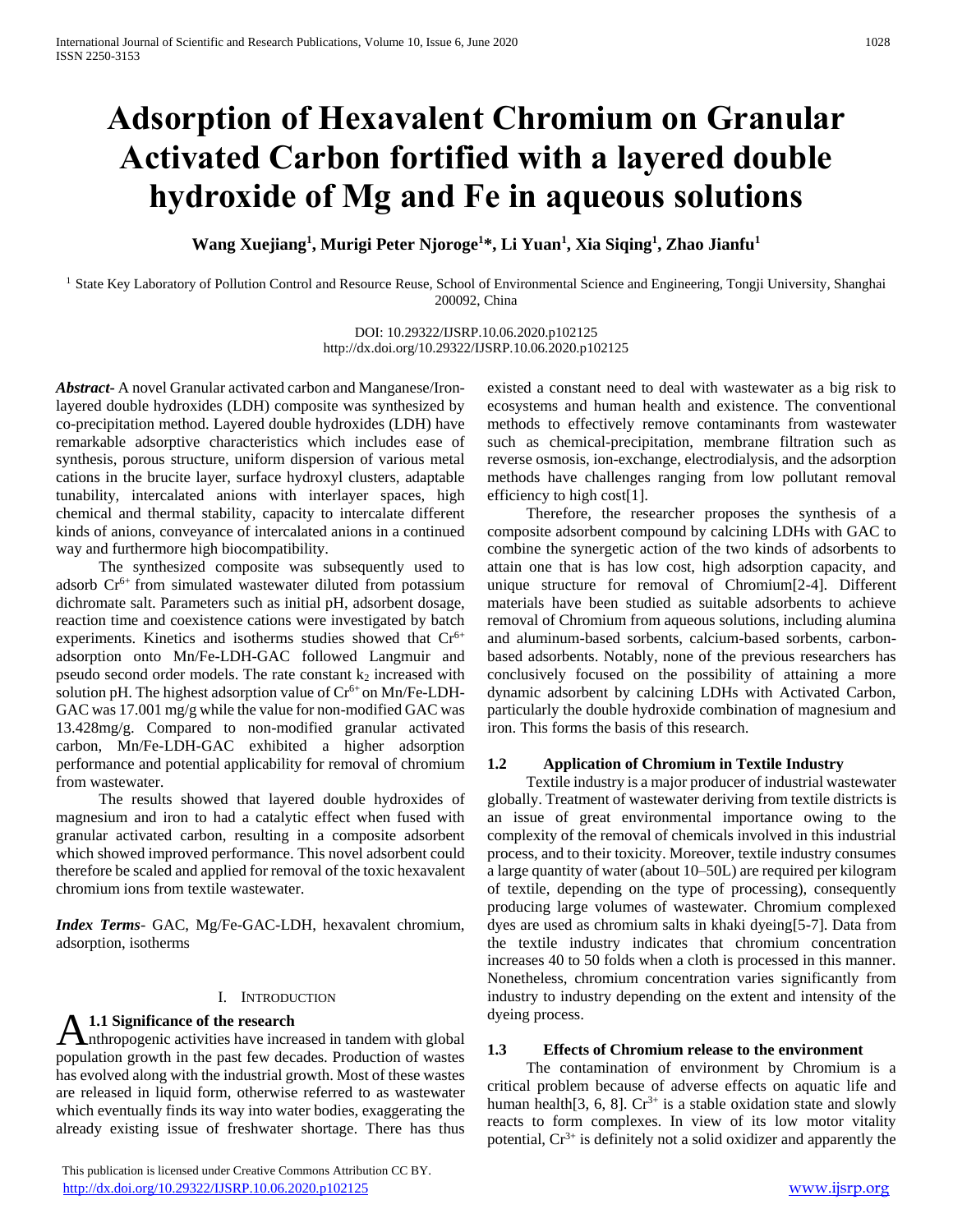# Adsorption of Hexavalent Chromium on Granular Activated Carbon fortified with a layered double hydroxide of Mg and Fe in aqueous solutions

**Wang Xuejiang[1], Murigi Peter Njoroge[1]*, Li Yuan[1], Xia Siqing[1], Zhao Jianfu[1]**

[1] State Key Laboratory of Pollution Control and Resource Reuse, School of Environmental Science and Engineering, Tongji University, Shanghai 200092, China

DOI: 10.29322/IJSRP.10.06.2020.p102125
http://dx.doi.org/10.29322/IJSRP.10.06.2020.p102125

***Abstract***- A novel Granular activated carbon and Manganese/Iron-layered double hydroxides (LDH) composite was synthesized by co-precipitation method. Layered double hydroxides (LDH) have remarkable adsorptive characteristics which includes ease of synthesis, porous structure, uniform dispersion of various metal cations in the brucite layer, surface hydroxyl clusters, adaptable tunability, intercalated anions with interlayer spaces, high chemical and thermal stability, capacity to intercalate different kinds of anions, conveyance of intercalated anions in a continued way and furthermore high biocompatibility.

The synthesized composite was subsequently used to adsorb $Cr^{6+}$ from simulated wastewater diluted from potassium dichromate salt. Parameters such as initial pH, adsorbent dosage, reaction time and coexistence cations were investigated by batch experiments. Kinetics and isotherms studies showed that $Cr^{6+}$ adsorption onto Mn/Fe-LDH-GAC followed Langmuir and pseudo second order models. The rate constant $k_2$ increased with solution pH. The highest adsorption value of $Cr^{6+}$ on Mn/Fe-LDH-GAC was 17.001 mg/g while the value for non-modified GAC was 13.428mg/g. Compared to non-modified granular activated carbon, Mn/Fe-LDH-GAC exhibited a higher adsorption performance and potential applicability for removal of chromium from wastewater.

The results showed that layered double hydroxides of magnesium and iron to had a catalytic effect when fused with granular activated carbon, resulting in a composite adsorbent which showed improved performance. This novel adsorbent could therefore be scaled and applied for removal of the toxic hexavalent chromium ions from textile wastewater.

***Index Terms***- GAC, Mg/Fe-GAC-LDH, hexavalent chromium, adsorption, isotherms

## I. Introduction

### 1.1 Significance of the research

Anthropogenic activities have increased in tandem with global population growth in the past few decades. Production of wastes has evolved along with the industrial growth. Most of these wastes are released in liquid form, otherwise referred to as wastewater which eventually finds its way into water bodies, exaggerating the already existing issue of freshwater shortage. There has thus existed a constant need to deal with wastewater as a big risk to ecosystems and human health and existence. The conventional methods to effectively remove contaminants from wastewater such as chemical-precipitation, membrane filtration such as reverse osmosis, ion-exchange, electrodialysis, and the adsorption methods have challenges ranging from low pollutant removal efficiency to high cost[1].

Therefore, the researcher proposes the synthesis of a composite adsorbent compound by calcining LDHs with GAC to combine the synergetic action of the two kinds of adsorbents to attain one that is has low cost, high adsorption capacity, and unique structure for removal of Chromium[2-4]. Different materials have been studied as suitable adsorbents to achieve removal of Chromium from aqueous solutions, including alumina and aluminum-based sorbents, calcium-based sorbents, carbon-based adsorbents. Notably, none of the previous researchers has conclusively focused on the possibility of attaining a more dynamic adsorbent by calcining LDHs with Activated Carbon, particularly the double hydroxide combination of magnesium and iron. This forms the basis of this research.

### 1.2 Application of Chromium in Textile Industry

Textile industry is a major producer of industrial wastewater globally. Treatment of wastewater deriving from textile districts is an issue of great environmental importance owing to the complexity of the removal of chemicals involved in this industrial process, and to their toxicity. Moreover, textile industry consumes a large quantity of water (about 10–50L) are required per kilogram of textile, depending on the type of processing), consequently producing large volumes of wastewater. Chromium complexed dyes are used as chromium salts in khaki dyeing[5-7]. Data from the textile industry indicates that chromium concentration increases 40 to 50 folds when a cloth is processed in this manner. Nonetheless, chromium concentration varies significantly from industry to industry depending on the extent and intensity of the dyeing process.

### 1.3 Effects of Chromium release to the environment

The contamination of environment by Chromium is a critical problem because of adverse effects on aquatic life and human health[3, 6, 8]. $Cr^{3+}$ is a stable oxidation state and slowly reacts to form complexes. In view of its low motor vitality potential, $Cr^{3+}$ is definitely not a solid oxidizer and apparently the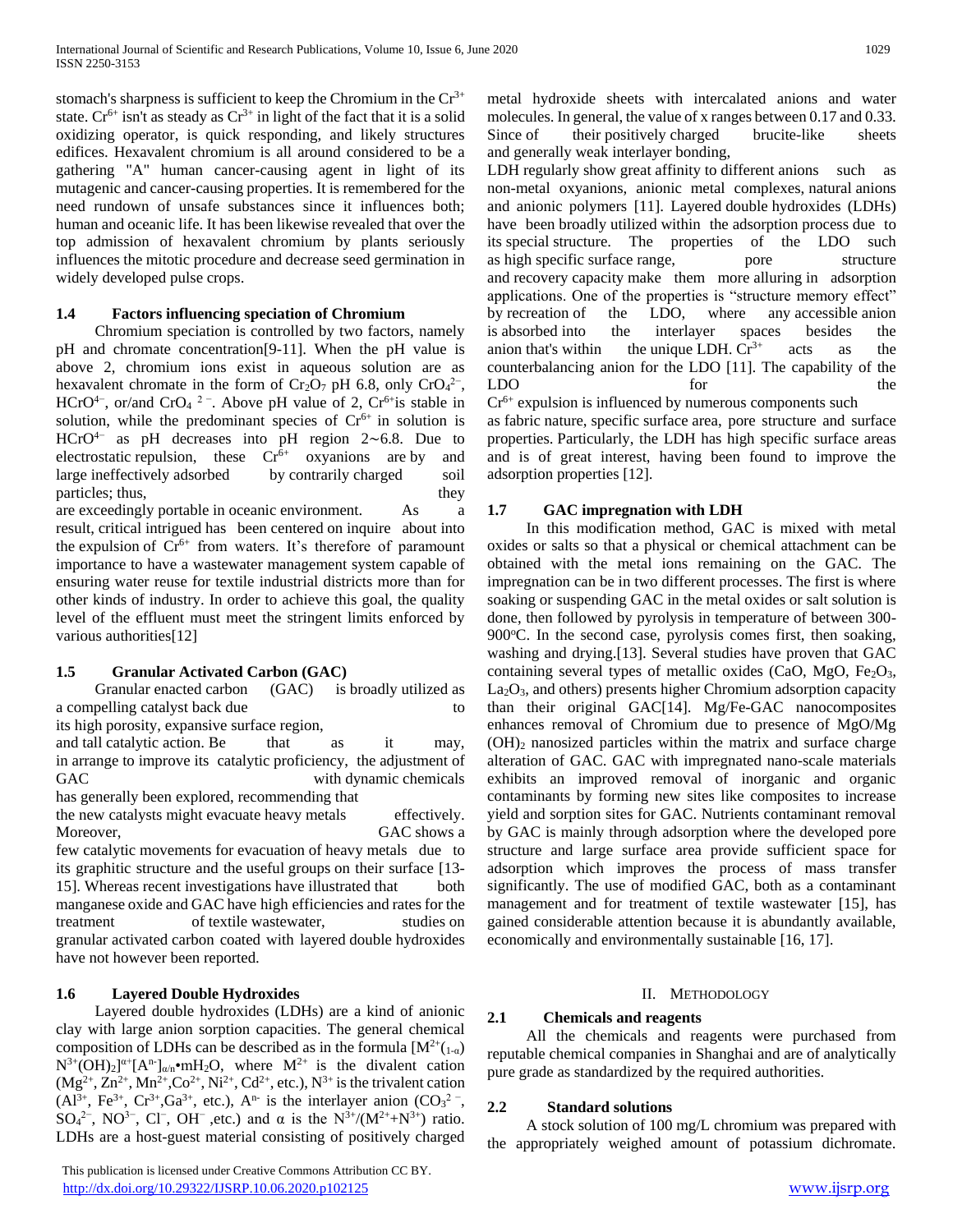stomach's sharpness is sufficient to keep the Chromium in the $Cr^{3+}$ state. $Cr^{6+}$ isn't as steady as $Cr^{3+}$ in light of the fact that it is a solid oxidizing operator, is quick responding, and likely structures edifices. Hexavalent chromium is all around considered to be a gathering "A" human cancer-causing agent in light of its mutagenic and cancer-causing properties. It is remembered for the need rundown of unsafe substances since it influences both; human and oceanic life. It has been likewise revealed that over the top admission of hexavalent chromium by plants seriously influences the mitotic procedure and decrease seed germination in widely developed pulse crops.

### 1.4 Factors influencing speciation of Chromium

Chromium speciation is controlled by two factors, namely pH and chromate concentration[9-11]. When the pH value is above 2, chromium ions exist in aqueous solution are as hexavalent chromate in the form of $Cr_2O_7$ pH 6.8, only $CrO_4^{2-}$, $HCrO^{4-}$, or/and $CrO_4{}^{2-}$. Above pH value of 2, $Cr^{6+}$is stable in solution, while the predominant species of $Cr^{6+}$ in solution is $HCrO^{4-}$ as pH decreases into pH region 2∼6.8. Due to electrostatic repulsion, these $Cr^{6+}$ oxyanions are by and large ineffectively adsorbed by contrarily charged soil particles; thus, they are exceedingly portable in oceanic environment. As a result, critical intrigued has been centered on inquire about into the expulsion of $Cr^{6+}$ from waters. It's therefore of paramount importance to have a wastewater management system capable of ensuring water reuse for textile industrial districts more than for other kinds of industry. In order to achieve this goal, the quality level of the effluent must meet the stringent limits enforced by various authorities[12]

### 1.5 Granular Activated Carbon (GAC)

Granular enacted carbon (GAC) is broadly utilized as a compelling catalyst back due to its high porosity, expansive surface region, and tall catalytic action. Be that as it may, in arrange to improve its catalytic proficiency, the adjustment of GAC with dynamic chemicals has generally been explored, recommending that the new catalysts might evacuate heavy metals effectively. Moreover, GAC shows a few catalytic movements for evacuation of heavy metals due to its graphitic structure and the useful groups on their surface [13-15]. Whereas recent investigations have illustrated that both manganese oxide and GAC have high efficiencies and rates for the treatment of textile wastewater, studies on granular activated carbon coated with layered double hydroxides have not however been reported.

### 1.6 Layered Double Hydroxides

Layered double hydroxides (LDHs) are a kind of anionic clay with large anion sorption capacities. The general chemical composition of LDHs can be described as in the formula $[M^{2+}{}_{(1-\alpha)}N^{3+}(OH)_2]^{\alpha+}[A^{n-}]_{\alpha/n}\bullet mH_2O$, where $M^{2+}$ is the divalent cation ($Mg^{2+}$, $Zn^{2+}$, $Mn^{2+}$,$Co^{2+}$, $Ni^{2+}$, $Cd^{2+}$, etc.), $N^{3+}$ is the trivalent cation ($Al^{3+}$, $Fe^{3+}$, $Cr^{3+}$,$Ga^{3+}$, etc.), $A^{n-}$ is the interlayer anion ($CO_3{}^{2-}$, $SO_4{}^{2-}$, $NO^{3-}$, $Cl^-$, $OH^-$ ,etc.) and α is the $N^{3+}/(M^{2+}+N^{3+})$ ratio. LDHs are a host-guest material consisting of positively charged metal hydroxide sheets with intercalated anions and water molecules. In general, the value of x ranges between 0.17 and 0.33. Since of their positively charged brucite-like sheets and generally weak interlayer bonding,

LDH regularly show great affinity to different anions such as non-metal oxyanions, anionic metal complexes, natural anions and anionic polymers [11]. Layered double hydroxides (LDHs) have been broadly utilized within the adsorption process due to its special structure. The properties of the LDO such as high specific surface range, pore structure and recovery capacity make them more alluring in adsorption applications. One of the properties is "structure memory effect" by recreation of the LDO, where any accessible anion is absorbed into the interlayer spaces besides the anion that's within the unique LDH. $Cr^{3+}$ acts as the counterbalancing anion for the LDO [11]. The capability of the LDO for the $Cr^{6+}$ expulsion is influenced by numerous components such as fabric nature, specific surface area, pore structure and surface properties. Particularly, the LDH has high specific surface areas and is of great interest, having been found to improve the adsorption properties [12].

### 1.7 GAC impregnation with LDH

In this modification method, GAC is mixed with metal oxides or salts so that a physical or chemical attachment can be obtained with the metal ions remaining on the GAC. The impregnation can be in two different processes. The first is where soaking or suspending GAC in the metal oxides or salt solution is done, then followed by pyrolysis in temperature of between 300-900°C. In the second case, pyrolysis comes first, then soaking, washing and drying.[13]. Several studies have proven that GAC containing several types of metallic oxides (CaO, MgO, $Fe_2O_3$, $La_2O_3$, and others) presents higher Chromium adsorption capacity than their original GAC[14]. Mg/Fe-GAC nanocomposites enhances removal of Chromium due to presence of MgO/Mg $(OH)_2$ nanosized particles within the matrix and surface charge alteration of GAC. GAC with impregnated nano-scale materials exhibits an improved removal of inorganic and organic contaminants by forming new sites like composites to increase yield and sorption sites for GAC. Nutrients contaminant removal by GAC is mainly through adsorption where the developed pore structure and large surface area provide sufficient space for adsorption which improves the process of mass transfer significantly. The use of modified GAC, both as a contaminant management and for treatment of textile wastewater [15], has gained considerable attention because it is abundantly available, economically and environmentally sustainable [16, 17].

## II. Methodology

### 2.1 Chemicals and reagents

All the chemicals and reagents were purchased from reputable chemical companies in Shanghai and are of analytically pure grade as standardized by the required authorities.

### 2.2 Standard solutions

A stock solution of 100 mg/L chromium was prepared with the appropriately weighed amount of potassium dichromate.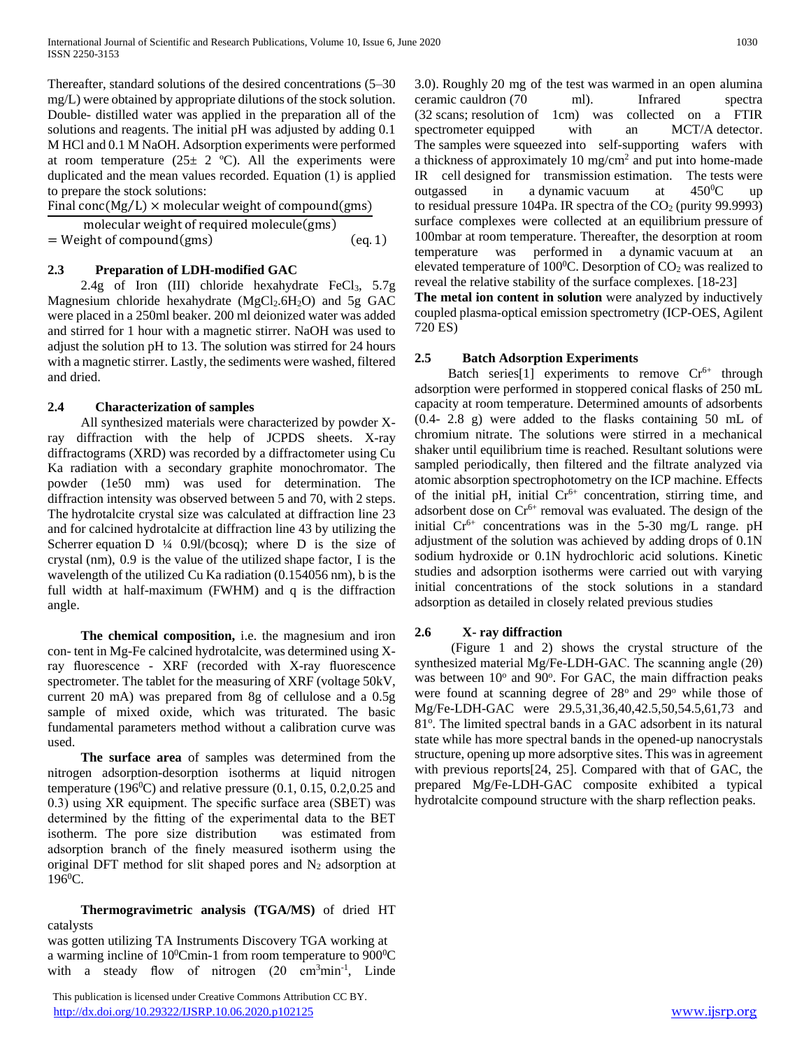Thereafter, standard solutions of the desired concentrations (5–30 mg/L) were obtained by appropriate dilutions of the stock solution. Double- distilled water was applied in the preparation all of the solutions and reagents. The initial pH was adjusted by adding 0.1 M HCl and 0.1 M NaOH. Adsorption experiments were performed at room temperature (25± 2 ºC). All the experiments were duplicated and the mean values recorded. Equation (1) is applied to prepare the stock solutions:

$$\frac{\text{Final conc(Mg/L)} \times \text{molecular weight of compound(gms)}}{\text{molecular weight of required molecule(gms)}} = \text{Weight of compound(gms)} \qquad \text{(eq. 1)}$$

### 2.3 Preparation of LDH-modified GAC

2.4g of Iron (III) chloride hexahydrate $FeCl_3$, 5.7g Magnesium chloride hexahydrate ($MgCl_2.6H_2O$) and 5g GAC were placed in a 250ml beaker. 200 ml deionized water was added and stirred for 1 hour with a magnetic stirrer. NaOH was used to adjust the solution pH to 13. The solution was stirred for 24 hours with a magnetic stirrer. Lastly, the sediments were washed, filtered and dried.

### 2.4 Characterization of samples

All synthesized materials were characterized by powder X-ray diffraction with the help of JCPDS sheets. X-ray diffractograms (XRD) was recorded by a diffractometer using Cu Ka radiation with a secondary graphite monochromator. The powder (1e50 mm) was used for determination. The diffraction intensity was observed between 5 and 70, with 2 steps. The hydrotalcite crystal size was calculated at diffraction line 23 and for calcined hydrotalcite at diffraction line 43 by utilizing the Scherrer equation D ¼ 0.9l/(bcosq); where D is the size of crystal (nm), 0.9 is the value of the utilized shape factor, I is the wavelength of the utilized Cu Ka radiation (0.154056 nm), b is the full width at half-maximum (FWHM) and q is the diffraction angle.

**The chemical composition,** i.e. the magnesium and iron con- tent in Mg-Fe calcined hydrotalcite, was determined using X-ray fluorescence - XRF (recorded with X-ray fluorescence spectrometer. The tablet for the measuring of XRF (voltage 50kV, current 20 mA) was prepared from 8g of cellulose and a 0.5g sample of mixed oxide, which was triturated. The basic fundamental parameters method without a calibration curve was used.

**The surface area** of samples was determined from the nitrogen adsorption-desorption isotherms at liquid nitrogen temperature (196$^0$C) and relative pressure (0.1, 0.15, 0.2,0.25 and 0.3) using XR equipment. The specific surface area (SBET) was determined by the fitting of the experimental data to the BET isotherm. The pore size distribution was estimated from adsorption branch of the finely measured isotherm using the original DFT method for slit shaped pores and $N_2$ adsorption at 196$^0$C.

**Thermogravimetric analysis (TGA/MS)** of dried HT catalysts was gotten utilizing TA Instruments Discovery TGA working at a warming incline of 10$^0$Cmin-1 from room temperature to 900$^0$C with a steady flow of nitrogen (20 $cm^3min^{-1}$, Linde 3.0). Roughly 20 mg of the test was warmed in an open alumina ceramic cauldron (70 ml). Infrared spectra (32 scans; resolution of 1cm) was collected on a FTIR spectrometer equipped with an MCT/A detector. The samples were squeezed into self-supporting wafers with a thickness of approximately 10 mg/cm$^2$ and put into home-made IR cell designed for transmission estimation. The tests were outgassed in a dynamic vacuum at 450$^0$C up to residual pressure 104Pa. IR spectra of the $CO_2$ (purity 99.9993) surface complexes were collected at an equilibrium pressure of 100mbar at room temperature. Thereafter, the desorption at room temperature was performed in a dynamic vacuum at an elevated temperature of 100$^0$C. Desorption of $CO_2$ was realized to reveal the relative stability of the surface complexes. [18-23]

**The metal ion content in solution** were analyzed by inductively coupled plasma-optical emission spectrometry (ICP-OES, Agilent 720 ES)

### 2.5 Batch Adsorption Experiments

Batch series[1] experiments to remove $Cr^{6+}$ through adsorption were performed in stoppered conical flasks of 250 mL capacity at room temperature. Determined amounts of adsorbents (0.4- 2.8 g) were added to the flasks containing 50 mL of chromium nitrate. The solutions were stirred in a mechanical shaker until equilibrium time is reached. Resultant solutions were sampled periodically, then filtered and the filtrate analyzed via atomic absorption spectrophotometry on the ICP machine. Effects of the initial pH, initial $Cr^{6+}$ concentration, stirring time, and adsorbent dose on $Cr^{6+}$ removal was evaluated. The design of the initial $Cr^{6+}$ concentrations was in the 5-30 mg/L range. pH adjustment of the solution was achieved by adding drops of 0.1N sodium hydroxide or 0.1N hydrochloric acid solutions. Kinetic studies and adsorption isotherms were carried out with varying initial concentrations of the stock solutions in a standard adsorption as detailed in closely related previous studies

### 2.6 X- ray diffraction

(Figure 1 and 2) shows the crystal structure of the synthesized material Mg/Fe-LDH-GAC. The scanning angle (2θ) was between 10$^o$ and 90$^o$. For GAC, the main diffraction peaks were found at scanning degree of 28$^o$ and 29$^o$ while those of Mg/Fe-LDH-GAC were 29.5,31,36,40,42.5,50,54.5,61,73 and 81$^o$. The limited spectral bands in a GAC adsorbent in its natural state while has more spectral bands in the opened-up nanocrystals structure, opening up more adsorptive sites. This was in agreement with previous reports[24, 25]. Compared with that of GAC, the prepared Mg/Fe-LDH-GAC composite exhibited a typical hydrotalcite compound structure with the sharp reflection peaks.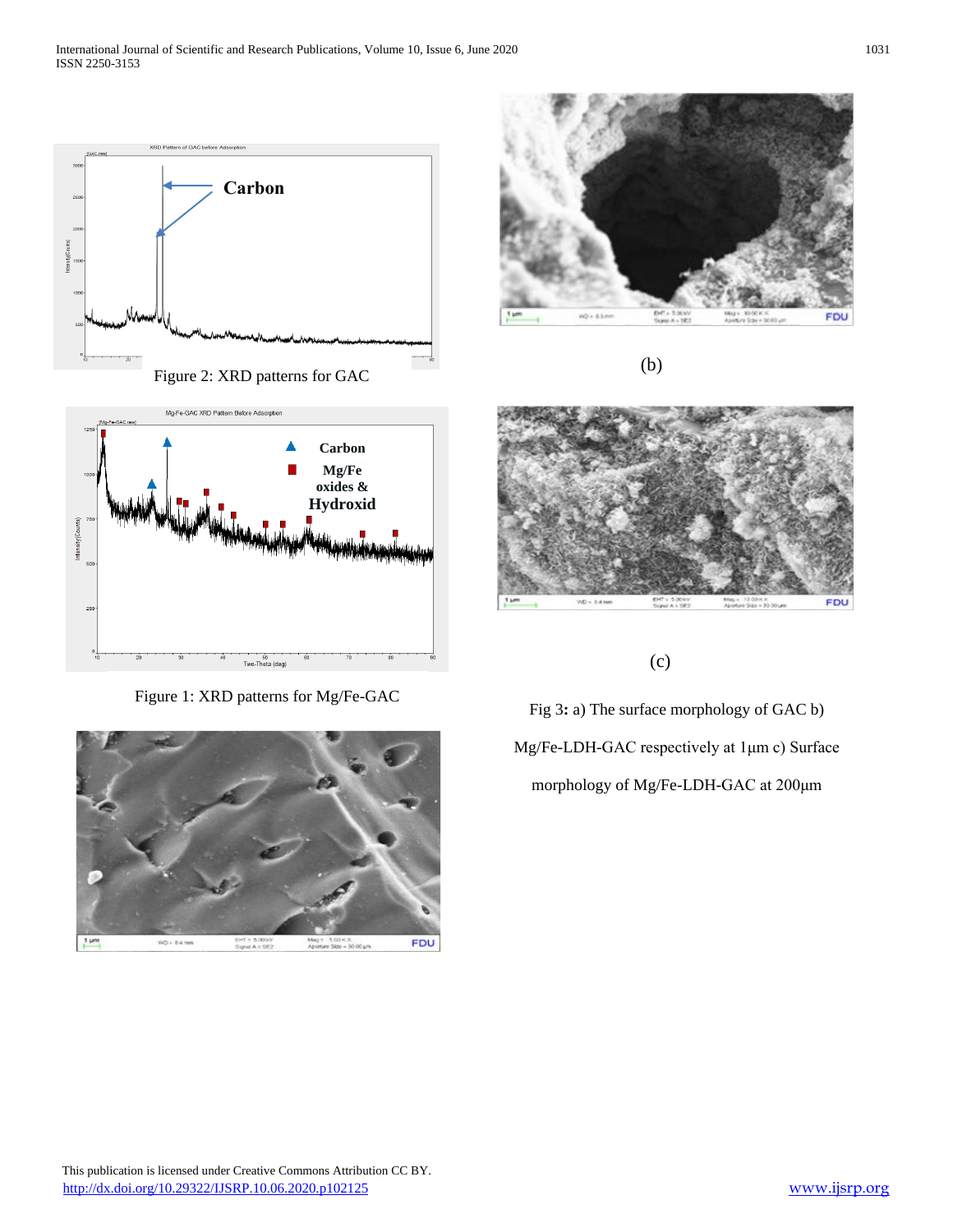Figure 2: XRD patterns for GAC

Figure 1: XRD patterns for Mg/Fe-GAC

(b)

(c)

Fig 3**:** a) The surface morphology of GAC b) Mg/Fe-LDH-GAC respectively at 1μm c) Surface morphology of Mg/Fe-LDH-GAC at 200μm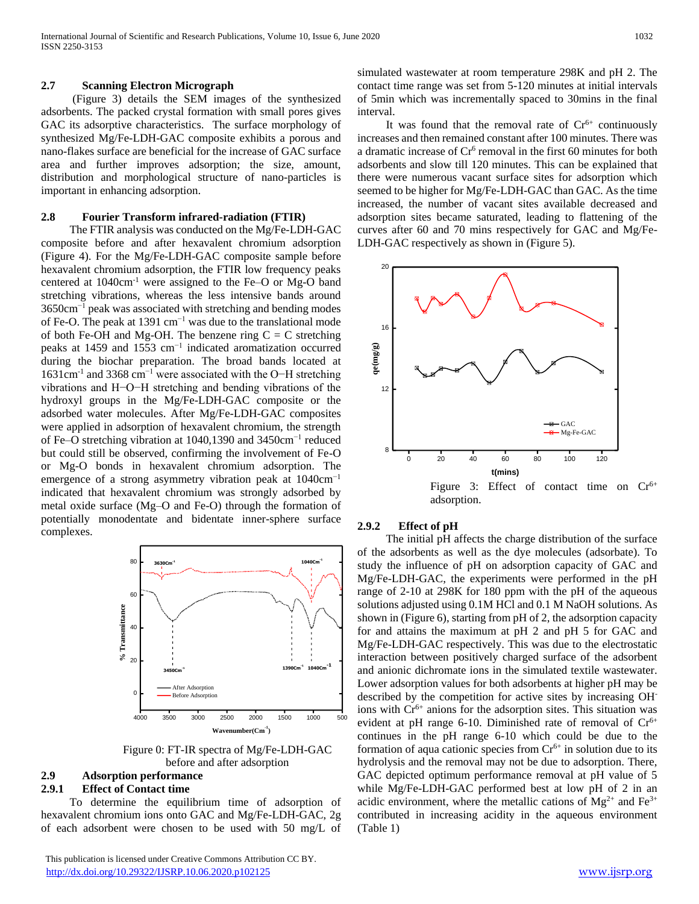### 2.7 Scanning Electron Micrograph

(Figure 3) details the SEM images of the synthesized adsorbents. The packed crystal formation with small pores gives GAC its adsorptive characteristics. The surface morphology of synthesized Mg/Fe-LDH-GAC composite exhibits a porous and nano-flakes surface are beneficial for the increase of GAC surface area and further improves adsorption; the size, amount, distribution and morphological structure of nano-particles is important in enhancing adsorption.

### 2.8 Fourier Transform infrared-radiation (FTIR)

The FTIR analysis was conducted on the Mg/Fe-LDH-GAC composite before and after hexavalent chromium adsorption (Figure 4). For the Mg/Fe-LDH-GAC composite sample before hexavalent chromium adsorption, the FTIR low frequency peaks centered at 1040cm$^{-1}$ were assigned to the Fe–O or Mg-O band stretching vibrations, whereas the less intensive bands around 3650cm$^{-1}$ peak was associated with stretching and bending modes of Fe-O. The peak at 1391 cm$^{-1}$ was due to the translational mode of both Fe-OH and Mg-OH. The benzene ring C = C stretching peaks at 1459 and 1553 cm$^{-1}$ indicated aromatization occurred during the biochar preparation. The broad bands located at 1631cm$^{-1}$ and 3368 cm$^{-1}$ were associated with the O−H stretching vibrations and H−O−H stretching and bending vibrations of the hydroxyl groups in the Mg/Fe-LDH-GAC composite or the adsorbed water molecules. After Mg/Fe-LDH-GAC composites were applied in adsorption of hexavalent chromium, the strength of Fe–O stretching vibration at 1040,1390 and 3450cm$^{-1}$ reduced but could still be observed, confirming the involvement of Fe-O or Mg-O bonds in hexavalent chromium adsorption. The emergence of a strong asymmetry vibration peak at 1040cm$^{-1}$ indicated that hexavalent chromium was strongly adsorbed by metal oxide surface (Mg–O and Fe-O) through the formation of potentially monodentate and bidentate inner-sphere surface complexes.

Figure 0: FT-IR spectra of Mg/Fe-LDH-GAC before and after adsorption

### 2.9 Adsorption performance

#### 2.9.1 Effect of Contact time

To determine the equilibrium time of adsorption of hexavalent chromium ions onto GAC and Mg/Fe-LDH-GAC, 2g of each adsorbent were chosen to be used with 50 mg/L of simulated wastewater at room temperature 298K and pH 2. The contact time range was set from 5-120 minutes at initial intervals of 5min which was incrementally spaced to 30mins in the final interval.

It was found that the removal rate of $Cr^{6+}$ continuously increases and then remained constant after 100 minutes. There was a dramatic increase of $Cr^{6}$ removal in the first 60 minutes for both adsorbents and slow till 120 minutes. This can be explained that there were numerous vacant surface sites for adsorption which seemed to be higher for Mg/Fe-LDH-GAC than GAC. As the time increased, the number of vacant sites available decreased and adsorption sites became saturated, leading to flattening of the curves after 60 and 70 mins respectively for GAC and Mg/Fe-LDH-GAC respectively as shown in (Figure 5).

Figure 3: Effect of contact time on $Cr^{6+}$ adsorption.

#### 2.9.2 Effect of pH

The initial pH affects the charge distribution of the surface of the adsorbents as well as the dye molecules (adsorbate). To study the influence of pH on adsorption capacity of GAC and Mg/Fe-LDH-GAC, the experiments were performed in the pH range of 2-10 at 298K for 180 ppm with the pH of the aqueous solutions adjusted using 0.1M HCl and 0.1 M NaOH solutions. As shown in (Figure 6), starting from pH of 2, the adsorption capacity for and attains the maximum at pH 2 and pH 5 for GAC and Mg/Fe-LDH-GAC respectively. This was due to the electrostatic interaction between positively charged surface of the adsorbent and anionic dichromate ions in the simulated textile wastewater. Lower adsorption values for both adsorbents at higher pH may be described by the competition for active sites by increasing $OH^{-}$ ions with $Cr^{6+}$ anions for the adsorption sites. This situation was evident at pH range 6-10. Diminished rate of removal of $Cr^{6+}$ continues in the pH range 6-10 which could be due to the formation of aqua cationic species from $Cr^{6+}$ in solution due to its hydrolysis and the removal may not be due to adsorption. There, GAC depicted optimum performance removal at pH value of 5 while Mg/Fe-LDH-GAC performed best at low pH of 2 in an acidic environment, where the metallic cations of $Mg^{2+}$ and $Fe^{3+}$ contributed in increasing acidity in the aqueous environment (Table 1)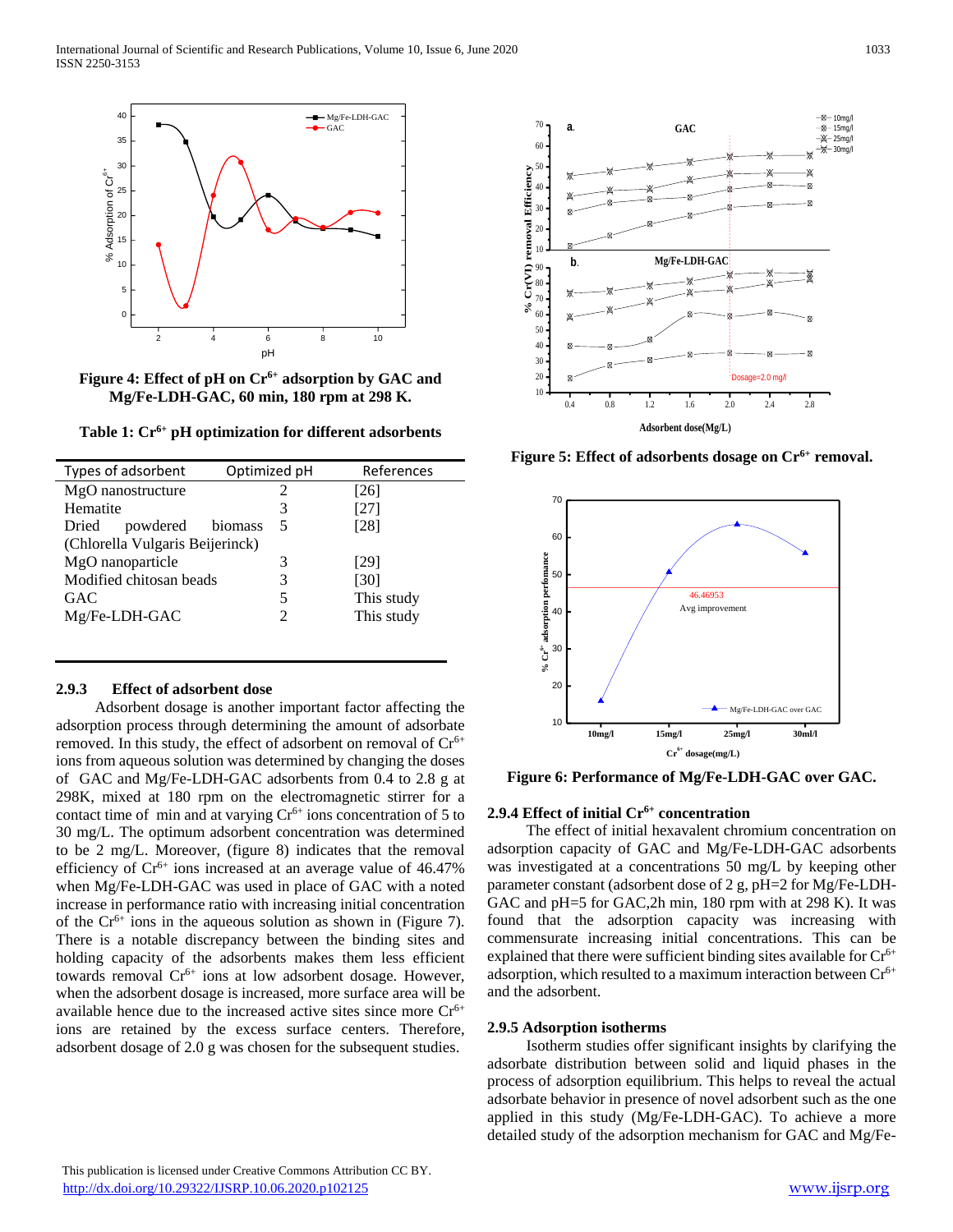**Figure 4: Effect of pH on $Cr^{6+}$ adsorption by GAC and Mg/Fe-LDH-GAC, 60 min, 180 rpm at 298 K.**

**Table 1: $Cr^{6+}$ pH optimization for different adsorbents**

| Types of adsorbent | Optimized pH | References |
|---|---|---|
| MgO nanostructure | 2 | [26] |
| Hematite | 3 | [27] |
| Dried powdered biomass (Chlorella Vulgaris Beijerinck) | 5 | [28] |
| MgO nanoparticle | 3 | [29] |
| Modified chitosan beads | 3 | [30] |
| GAC | 5 | This study |
| Mg/Fe-LDH-GAC | 2 | This study |

### 2.9.3 Effect of adsorbent dose

Adsorbent dosage is another important factor affecting the adsorption process through determining the amount of adsorbate removed. In this study, the effect of adsorbent on removal of $Cr^{6+}$ ions from aqueous solution was determined by changing the doses of GAC and Mg/Fe-LDH-GAC adsorbents from 0.4 to 2.8 g at 298K, mixed at 180 rpm on the electromagnetic stirrer for a contact time of min and at varying $Cr^{6+}$ ions concentration of 5 to 30 mg/L. The optimum adsorbent concentration was determined to be 2 mg/L. Moreover, (figure 8) indicates that the removal efficiency of $Cr^{6+}$ ions increased at an average value of 46.47% when Mg/Fe-LDH-GAC was used in place of GAC with a noted increase in performance ratio with increasing initial concentration of the $Cr^{6+}$ ions in the aqueous solution as shown in (Figure 7). There is a notable discrepancy between the binding sites and holding capacity of the adsorbents makes them less efficient towards removal $Cr^{6+}$ ions at low adsorbent dosage. However, when the adsorbent dosage is increased, more surface area will be available hence due to the increased active sites since more $Cr^{6+}$ ions are retained by the excess surface centers. Therefore, adsorbent dosage of 2.0 g was chosen for the subsequent studies.

**Figure 5: Effect of adsorbents dosage on $Cr^{6+}$ removal.**

**Figure 6: Performance of Mg/Fe-LDH-GAC over GAC.**

### 2.9.4 Effect of initial $Cr^{6+}$ concentration

The effect of initial hexavalent chromium concentration on adsorption capacity of GAC and Mg/Fe-LDH-GAC adsorbents was investigated at a concentrations 50 mg/L by keeping other parameter constant (adsorbent dose of 2 g, pH=2 for Mg/Fe-LDH-GAC and pH=5 for GAC,2h min, 180 rpm with at 298 K). It was found that the adsorption capacity was increasing with commensurate increasing initial concentrations. This can be explained that there were sufficient binding sites available for $Cr^{6+}$ adsorption, which resulted to a maximum interaction between $Cr^{6+}$ and the adsorbent.

### 2.9.5 Adsorption isotherms

Isotherm studies offer significant insights by clarifying the adsorbate distribution between solid and liquid phases in the process of adsorption equilibrium. This helps to reveal the actual adsorbate behavior in presence of novel adsorbent such as the one applied in this study (Mg/Fe-LDH-GAC). To achieve a more detailed study of the adsorption mechanism for GAC and Mg/Fe-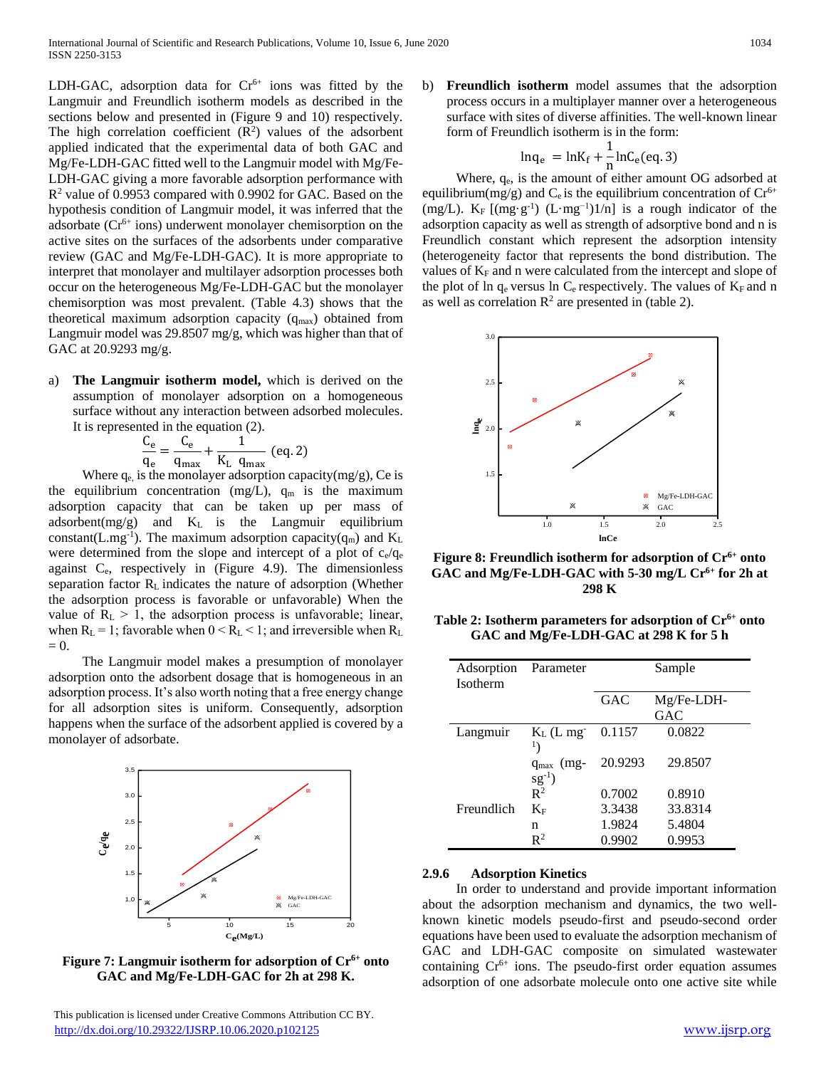LDH-GAC, adsorption data for $Cr^{6+}$ ions was fitted by the Langmuir and Freundlich isotherm models as described in the sections below and presented in (Figure 9 and 10) respectively. The high correlation coefficient ($R^2$) values of the adsorbent applied indicated that the experimental data of both GAC and Mg/Fe-LDH-GAC fitted well to the Langmuir model with Mg/Fe-LDH-GAC giving a more favorable adsorption performance with $R^2$ value of 0.9953 compared with 0.9902 for GAC. Based on the hypothesis condition of Langmuir model, it was inferred that the adsorbate ($Cr^{6+}$ ions) underwent monolayer chemisorption on the active sites on the surfaces of the adsorbents under comparative review (GAC and Mg/Fe-LDH-GAC). It is more appropriate to interpret that monolayer and multilayer adsorption processes both occur on the heterogeneous Mg/Fe-LDH-GAC but the monolayer chemisorption was most prevalent. (Table 4.3) shows that the theoretical maximum adsorption capacity ($q_{max}$) obtained from Langmuir model was 29.8507 mg/g, which was higher than that of GAC at 20.9293 mg/g.

a) **The Langmuir isotherm model,** which is derived on the assumption of monolayer adsorption on a homogeneous surface without any interaction between adsorbed molecules. It is represented in the equation (2).

$$\frac{C_e}{q_e} = \frac{C_e}{q_{max}} + \frac{1}{K_L\ q_{max}}\ (\text{eq. }2)$$

Where $q_e$ is the monolayer adsorption capacity(mg/g), Ce is the equilibrium concentration (mg/L), $q_m$ is the maximum adsorption capacity that can be taken up per mass of adsorbent(mg/g) and $K_L$ is the Langmuir equilibrium constant(L.mg$^{-1}$). The maximum adsorption capacity($q_m$) and $K_L$ were determined from the slope and intercept of a plot of $c_e/q_e$ against $C_e$, respectively in (Figure 4.9). The dimensionless separation factor $R_L$ indicates the nature of adsorption (Whether the adsorption process is favorable or unfavorable) When the value of $R_L > 1$, the adsorption process is unfavorable; linear, when $R_L = 1$; favorable when $0 < R_L < 1$; and irreversible when $R_L = 0$.

The Langmuir model makes a presumption of monolayer adsorption onto the adsorbent dosage that is homogeneous in an adsorption process. It's also worth noting that a free energy change for all adsorption sites is uniform. Consequently, adsorption happens when the surface of the adsorbent applied is covered by a monolayer of adsorbate.

**Figure 7: Langmuir isotherm for adsorption of $Cr^{6+}$ onto GAC and Mg/Fe-LDH-GAC for 2h at 298 K.**

b) **Freundlich isotherm** model assumes that the adsorption process occurs in a multiplayer manner over a heterogeneous surface with sites of diverse affinities. The well-known linear form of Freundlich isotherm is in the form:

$$\ln q_e = \ln K_f + \frac{1}{n}\ln C_e (\text{eq. }3)$$

Where, $q_e$, is the amount of either amount OG adsorbed at equilibrium(mg/g) and $C_e$ is the equilibrium concentration of $Cr^{6+}$ (mg/L). $K_F$ [(mg·g$^{-1}$) (L·mg$^{-1}$)1/n] is a rough indicator of the adsorption capacity as well as strength of adsorptive bond and n is Freundlich constant which represent the adsorption intensity (heterogeneity factor that represents the bond distribution. The values of $K_F$ and n were calculated from the intercept and slope of the plot of ln $q_e$ versus ln $C_e$ respectively. The values of $K_F$ and n as well as correlation $R^2$ are presented in (table 2).

**Figure 8: Freundlich isotherm for adsorption of $Cr^{6+}$ onto GAC and Mg/Fe-LDH-GAC with 5-30 mg/L $Cr^{6+}$ for 2h at 298 K**

**Table 2: Isotherm parameters for adsorption of $Cr^{6+}$ onto GAC and Mg/Fe-LDH-GAC at 298 K for 5 h**

| Adsorption Isotherm | Parameter | Sample | |
|---|---|---|---|
| | | GAC | Mg/Fe-LDH-GAC |
| Langmuir | $K_L$ (L mg$^{-1}$) | 0.1157 | 0.0822 |
| | $q_{max}$ (mg-sg$^{-1}$) | 20.9293 | 29.8507 |
| | $R^2$ | 0.7002 | 0.8910 |
| Freundlich | $K_F$ | 3.3438 | 33.8314 |
| | n | 1.9824 | 5.4804 |
| | $R^2$ | 0.9902 | 0.9953 |

### 2.9.6 Adsorption Kinetics

In order to understand and provide important information about the adsorption mechanism and dynamics, the two well-known kinetic models pseudo-first and pseudo-second order equations have been used to evaluate the adsorption mechanism of GAC and LDH-GAC composite on simulated wastewater containing $Cr^{6+}$ ions. The pseudo-first order equation assumes adsorption of one adsorbate molecule onto one active site while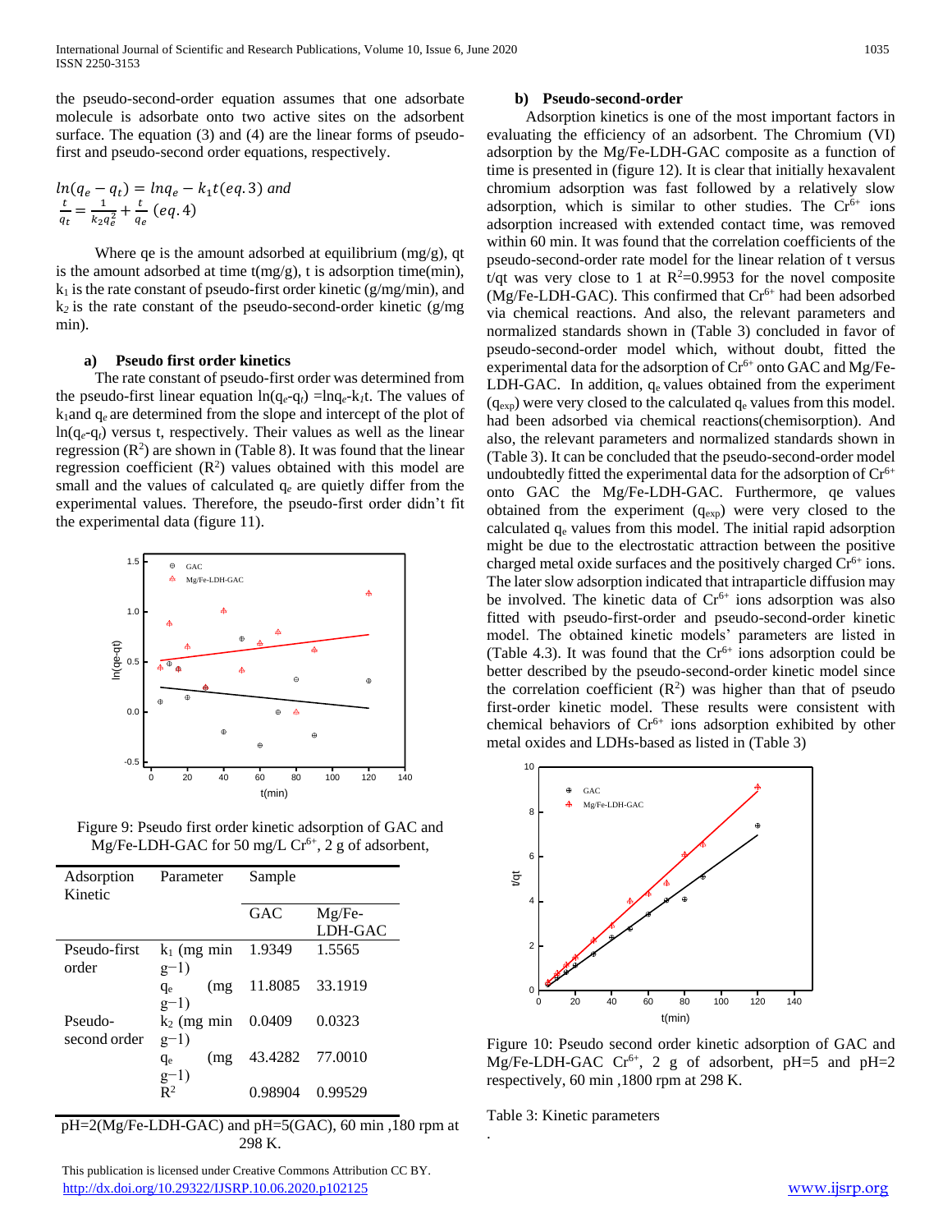the pseudo-second-order equation assumes that one adsorbate molecule is adsorbate onto two active sites on the adsorbent surface. The equation (3) and (4) are the linear forms of pseudo-first and pseudo-second order equations, respectively.

$$ln(q_e - q_t) = lnq_e - k_1 t (eq.3) \; and$$
$$\frac{t}{q_t} = \frac{1}{k_2 q_e^2} + \frac{t}{q_e} \; (eq.4)$$

Where qe is the amount adsorbed at equilibrium (mg/g), qt is the amount adsorbed at time t(mg/g), t is adsorption time(min), $k_1$ is the rate constant of pseudo-first order kinetic (g/mg/min), and $k_2$ is the rate constant of the pseudo-second-order kinetic (g/mg min).

### a) Pseudo first order kinetics

The rate constant of pseudo-first order was determined from the pseudo-first linear equation $\ln(q_e-q_t) = \ln q_e - k_1 t$. The values of $k_1$ and $q_e$ are determined from the slope and intercept of the plot of $\ln(q_e-q_t)$ versus t, respectively. Their values as well as the linear regression ($R^2$) are shown in (Table 8). It was found that the linear regression coefficient ($R^2$) values obtained with this model are small and the values of calculated $q_e$ are quietly differ from the experimental values. Therefore, the pseudo-first order didn't fit the experimental data (figure 11).

Figure 9: Pseudo first order kinetic adsorption of GAC and Mg/Fe-LDH-GAC for 50 mg/L $Cr^{6+}$, 2 g of adsorbent,

| Adsorption Kinetic | Parameter | Sample | |
|---|---|---|---|
| | | GAC | Mg/Fe-LDH-GAC |
| Pseudo-first order | $k_1$ (mg min g−1) | 1.9349 | 1.5565 |
| | $q_e$ (mg g−1) | 11.8085 | 33.1919 |
| Pseudo-second order | $k_2$ (mg min g−1) | 0.0409 | 0.0323 |
| | $q_e$ (mg g−1) | 43.4282 | 77.0010 |
| | $R^2$ | 0.98904 | 0.99529 |

pH=2(Mg/Fe-LDH-GAC) and pH=5(GAC), 60 min ,180 rpm at 298 K.

### b) Pseudo-second-order

Adsorption kinetics is one of the most important factors in evaluating the efficiency of an adsorbent. The Chromium (VI) adsorption by the Mg/Fe-LDH-GAC composite as a function of time is presented in (figure 12). It is clear that initially hexavalent chromium adsorption was fast followed by a relatively slow adsorption, which is similar to other studies. The $Cr^{6+}$ ions adsorption increased with extended contact time, was removed within 60 min. It was found that the correlation coefficients of the pseudo-second-order rate model for the linear relation of t versus t/qt was very close to 1 at $R^2$=0.9953 for the novel composite (Mg/Fe-LDH-GAC). This confirmed that $Cr^{6+}$ had been adsorbed via chemical reactions. And also, the relevant parameters and normalized standards shown in (Table 3) concluded in favor of pseudo-second-order model which, without doubt, fitted the experimental data for the adsorption of $Cr^{6+}$ onto GAC and Mg/Fe-LDH-GAC. In addition, $q_e$ values obtained from the experiment ($q_{exp}$) were very closed to the calculated $q_e$ values from this model. had been adsorbed via chemical reactions(chemisorption). And also, the relevant parameters and normalized standards shown in (Table 3). It can be concluded that the pseudo-second-order model undoubtedly fitted the experimental data for the adsorption of $Cr^{6+}$ onto GAC the Mg/Fe-LDH-GAC. Furthermore, qe values obtained from the experiment ($q_{exp}$) were very closed to the calculated $q_e$ values from this model. The initial rapid adsorption might be due to the electrostatic attraction between the positive charged metal oxide surfaces and the positively charged $Cr^{6+}$ ions. The later slow adsorption indicated that intraparticle diffusion may be involved. The kinetic data of $Cr^{6+}$ ions adsorption was also fitted with pseudo-first-order and pseudo-second-order kinetic model. The obtained kinetic models' parameters are listed in (Table 4.3). It was found that the $Cr^{6+}$ ions adsorption could be better described by the pseudo-second-order kinetic model since the correlation coefficient ($R^2$) was higher than that of pseudo first-order kinetic model. These results were consistent with chemical behaviors of $Cr^{6+}$ ions adsorption exhibited by other metal oxides and LDHs-based as listed in (Table 3)

Figure 10: Pseudo second order kinetic adsorption of GAC and Mg/Fe-LDH-GAC $Cr^{6+}$, 2 g of adsorbent, pH=5 and pH=2 respectively, 60 min ,1800 rpm at 298 K.

Table 3: Kinetic parameters

.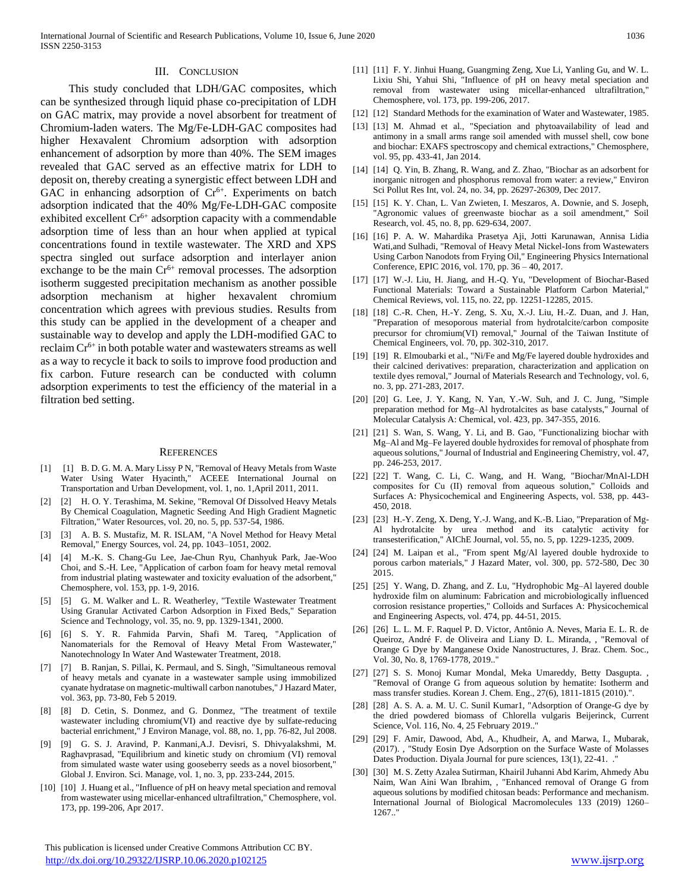## III. Conclusion

This study concluded that LDH/GAC composites, which can be synthesized through liquid phase co-precipitation of LDH on GAC matrix, may provide a novel absorbent for treatment of Chromium-laden waters. The Mg/Fe-LDH-GAC composites had higher Hexavalent Chromium adsorption with adsorption enhancement of adsorption by more than 40%. The SEM images revealed that GAC served as an effective matrix for LDH to deposit on, thereby creating a synergistic effect between LDH and GAC in enhancing adsorption of $Cr^{6+}$. Experiments on batch adsorption indicated that the 40% Mg/Fe-LDH-GAC composite exhibited excellent $Cr^{6+}$ adsorption capacity with a commendable adsorption time of less than an hour when applied at typical concentrations found in textile wastewater. The XRD and XPS spectra singled out surface adsorption and interlayer anion exchange to be the main $Cr^{6+}$ removal processes. The adsorption isotherm suggested precipitation mechanism as another possible adsorption mechanism at higher hexavalent chromium concentration which agrees with previous studies. Results from this study can be applied in the development of a cheaper and sustainable way to develop and apply the LDH-modified GAC to reclaim $Cr^{6+}$ in both potable water and wastewaters streams as well as a way to recycle it back to soils to improve food production and fix carbon. Future research can be conducted with column adsorption experiments to test the efficiency of the material in a filtration bed setting.

## References

[1] [1] B. D. G. M. A. Mary Lissy P N, "Removal of Heavy Metals from Waste Water Using Water Hyacinth," ACEEE International Journal on Transportation and Urban Development, vol. 1, no. 1,April 2011, 2011.

[2] [2] H. O. Y. Terashima, M. Sekine, "Removal Of Dissolved Heavy Metals By Chemical Coagulation, Magnetic Seeding And High Gradient Magnetic Filtration," Water Resources, vol. 20, no. 5, pp. 537-54, 1986.

[3] [3] A. B. S. Mustafiz, M. R. ISLAM, "A Novel Method for Heavy Metal Removal," Energy Sources, vol. 24, pp. 1043–1051, 2002.

[4] [4] M.-K. S. Chang-Gu Lee, Jae-Chun Ryu, Chanhyuk Park, Jae-Woo Choi, and S.-H. Lee, "Application of carbon foam for heavy metal removal from industrial plating wastewater and toxicity evaluation of the adsorbent," Chemosphere, vol. 153, pp. 1-9, 2016.

[5] [5] G. M. Walker and L. R. Weatherley, "Textile Wastewater Treatment Using Granular Activated Carbon Adsorption in Fixed Beds," Separation Science and Technology, vol. 35, no. 9, pp. 1329-1341, 2000.

[6] [6] S. Y. R. Fahmida Parvin, Shafi M. Tareq, "Application of Nanomaterials for the Removal of Heavy Metal From Wastewater," Nanotechnology In Water And Wastewater Treatment, 2018.

[7] [7] B. Ranjan, S. Pillai, K. Permaul, and S. Singh, "Simultaneous removal of heavy metals and cyanate in a wastewater sample using immobilized cyanate hydratase on magnetic-multiwall carbon nanotubes," J Hazard Mater, vol. 363, pp. 73-80, Feb 5 2019.

[8] [8] D. Cetin, S. Donmez, and G. Donmez, "The treatment of textile wastewater including chromium(VI) and reactive dye by sulfate-reducing bacterial enrichment," J Environ Manage, vol. 88, no. 1, pp. 76-82, Jul 2008.

[9] [9] G. S. J. Aravind, P. Kanmani,A.J. Devisri, S. Dhivyalakshmi, M. Raghavprasad, "Equilibrium and kinetic study on chromium (VI) removal from simulated waste water using gooseberry seeds as a novel biosorbent," Global J. Environ. Sci. Manage, vol. 1, no. 3, pp. 233-244, 2015.

[10] [10] J. Huang et al., "Influence of pH on heavy metal speciation and removal from wastewater using micellar-enhanced ultrafiltration," Chemosphere, vol. 173, pp. 199-206, Apr 2017.

[11] [11] F. Y. Jinhui Huang, Guangming Zeng, Xue Li, Yanling Gu, and W. L. Lixiu Shi, Yahui Shi, "Influence of pH on heavy metal speciation and removal from wastewater using micellar-enhanced ultrafiltration," Chemosphere, vol. 173, pp. 199-206, 2017.

[12] [12] Standard Methods for the examination of Water and Wastewater, 1985.

[13] [13] M. Ahmad et al., "Speciation and phytoavailability of lead and antimony in a small arms range soil amended with mussel shell, cow bone and biochar: EXAFS spectroscopy and chemical extractions," Chemosphere, vol. 95, pp. 433-41, Jan 2014.

[14] [14] Q. Yin, B. Zhang, R. Wang, and Z. Zhao, "Biochar as an adsorbent for inorganic nitrogen and phosphorus removal from water: a review," Environ Sci Pollut Res Int, vol. 24, no. 34, pp. 26297-26309, Dec 2017.

[15] [15] K. Y. Chan, L. Van Zwieten, I. Meszaros, A. Downie, and S. Joseph, "Agronomic values of greenwaste biochar as a soil amendment," Soil Research, vol. 45, no. 8, pp. 629-634, 2007.

[16] [16] P. A. W. Mahardika Prasetya Aji, Jotti Karunawan, Annisa Lidia Wati,and Sulhadi, "Removal of Heavy Metal Nickel-Ions from Wastewaters Using Carbon Nanodots from Frying Oil," Engineering Physics International Conference, EPIC 2016, vol. 170, pp. 36 – 40, 2017.

[17] [17] W.-J. Liu, H. Jiang, and H.-Q. Yu, "Development of Biochar-Based Functional Materials: Toward a Sustainable Platform Carbon Material," Chemical Reviews, vol. 115, no. 22, pp. 12251-12285, 2015.

[18] [18] C.-R. Chen, H.-Y. Zeng, S. Xu, X.-J. Liu, H.-Z. Duan, and J. Han, "Preparation of mesoporous material from hydrotalcite/carbon composite precursor for chromium(VI) removal," Journal of the Taiwan Institute of Chemical Engineers, vol. 70, pp. 302-310, 2017.

[19] [19] R. Elmoubarki et al., "Ni/Fe and Mg/Fe layered double hydroxides and their calcined derivatives: preparation, characterization and application on textile dyes removal," Journal of Materials Research and Technology, vol. 6, no. 3, pp. 271-283, 2017.

[20] [20] G. Lee, J. Y. Kang, N. Yan, Y.-W. Suh, and J. C. Jung, "Simple preparation method for Mg–Al hydrotalcites as base catalysts," Journal of Molecular Catalysis A: Chemical, vol. 423, pp. 347-355, 2016.

[21] [21] S. Wan, S. Wang, Y. Li, and B. Gao, "Functionalizing biochar with Mg–Al and Mg–Fe layered double hydroxides for removal of phosphate from aqueous solutions," Journal of Industrial and Engineering Chemistry, vol. 47, pp. 246-253, 2017.

[22] [22] T. Wang, C. Li, C. Wang, and H. Wang, "Biochar/MnAl-LDH composites for Cu (II) removal from aqueous solution," Colloids and Surfaces A: Physicochemical and Engineering Aspects, vol. 538, pp. 443-450, 2018.

[23] [23] H.-Y. Zeng, X. Deng, Y.-J. Wang, and K.-B. Liao, "Preparation of Mg-Al hydrotalcite by urea method and its catalytic activity for transesterification," AIChE Journal, vol. 55, no. 5, pp. 1229-1235, 2009.

[24] [24] M. Laipan et al., "From spent Mg/Al layered double hydroxide to porous carbon materials," J Hazard Mater, vol. 300, pp. 572-580, Dec 30 2015.

[25] [25] Y. Wang, D. Zhang, and Z. Lu, "Hydrophobic Mg–Al layered double hydroxide film on aluminum: Fabrication and microbiologically influenced corrosion resistance properties," Colloids and Surfaces A: Physicochemical and Engineering Aspects, vol. 474, pp. 44-51, 2015.

[26] [26] L. L. M. F. Raquel P. D. Victor, Antônio A. Neves, Maria E. L. R. de Queiroz, André F. de Oliveira and Liany D. L. Miranda, , "Removal of Orange G Dye by Manganese Oxide Nanostructures, J. Braz. Chem. Soc., Vol. 30, No. 8, 1769-1778, 2019.."

[27] [27] S. S. Monoj Kumar Mondal, Meka Umareddy, Betty Dasgupta. , "Removal of Orange G from aqueous solution by hematite: Isotherm and mass transfer studies. Korean J. Chem. Eng., 27(6), 1811-1815 (2010).".

[28] [28] A. S. A. a. M. U. C. Sunil Kumar1, "Adsorption of Orange-G dye by the dried powdered biomass of Chlorella vulgaris Beijerinck, Current Science, Vol. 116, No. 4, 25 February 2019.."

[29] [29] F. Amir, Dawood, Abd, A., Khudheir, A, and Marwa, I., Mubarak, (2017). , "Study Eosin Dye Adsorption on the Surface Waste of Molasses Dates Production. Diyala Journal for pure sciences, 13(1), 22-41. ."

[30] [30] M. S. Zetty Azalea Sutirman, Khairil Juhanni Abd Karim, Ahmedy Abu Naim, Wan Aini Wan Ibrahim, , "Enhanced removal of Orange G from aqueous solutions by modified chitosan beads: Performance and mechanism. International Journal of Biological Macromolecules 133 (2019) 1260–1267.."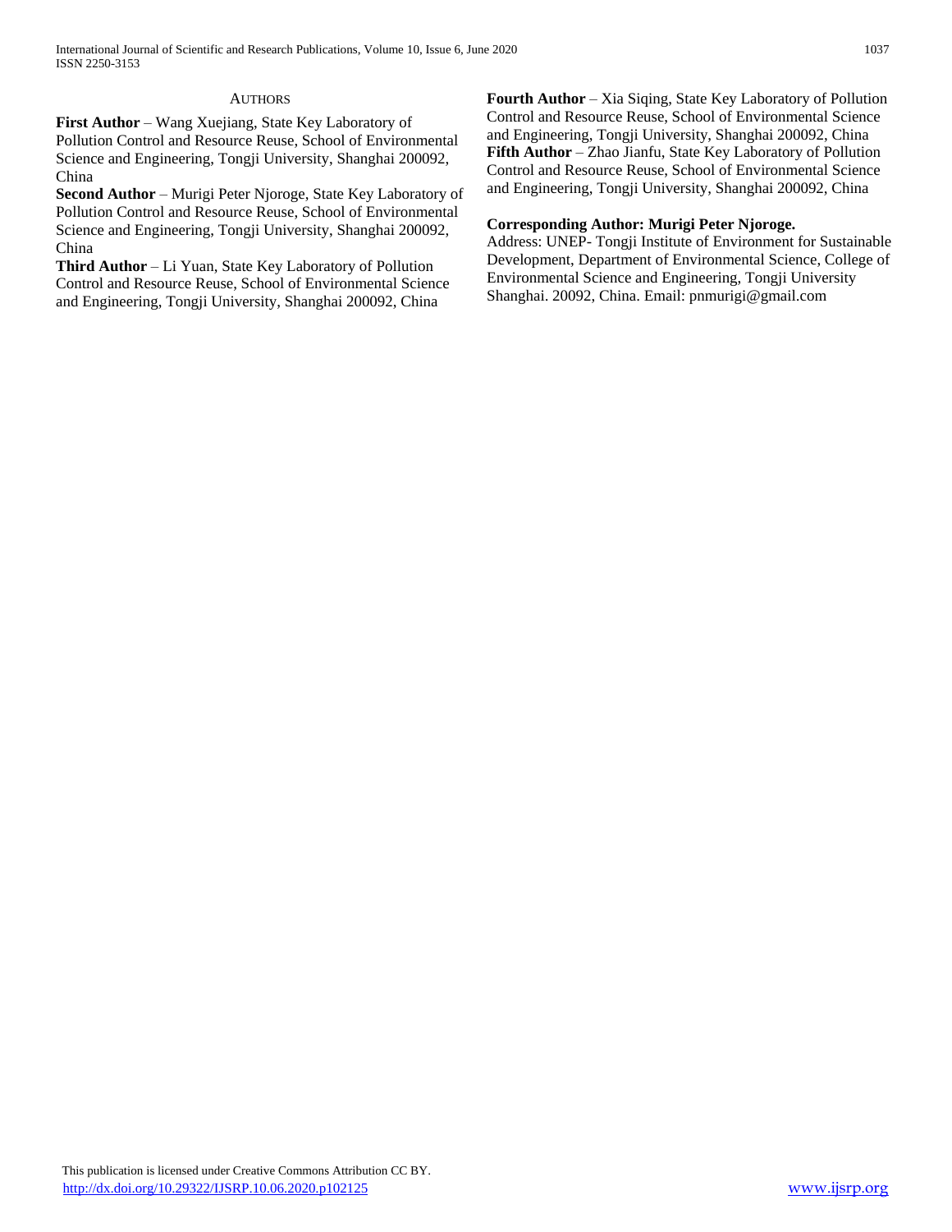## AUTHORS

**First Author** – Wang Xuejiang, State Key Laboratory of Pollution Control and Resource Reuse, School of Environmental Science and Engineering, Tongji University, Shanghai 200092, China

**Second Author** – Murigi Peter Njoroge, State Key Laboratory of Pollution Control and Resource Reuse, School of Environmental Science and Engineering, Tongji University, Shanghai 200092, China

**Third Author** – Li Yuan, State Key Laboratory of Pollution Control and Resource Reuse, School of Environmental Science and Engineering, Tongji University, Shanghai 200092, China

**Fourth Author** – Xia Siqing, State Key Laboratory of Pollution Control and Resource Reuse, School of Environmental Science and Engineering, Tongji University, Shanghai 200092, China

**Fifth Author** – Zhao Jianfu, State Key Laboratory of Pollution Control and Resource Reuse, School of Environmental Science and Engineering, Tongji University, Shanghai 200092, China

**Corresponding Author: Murigi Peter Njoroge.**
Address: UNEP- Tongji Institute of Environment for Sustainable Development, Department of Environmental Science, College of Environmental Science and Engineering, Tongji University Shanghai. 20092, China. Email: pnmurigi@gmail.com